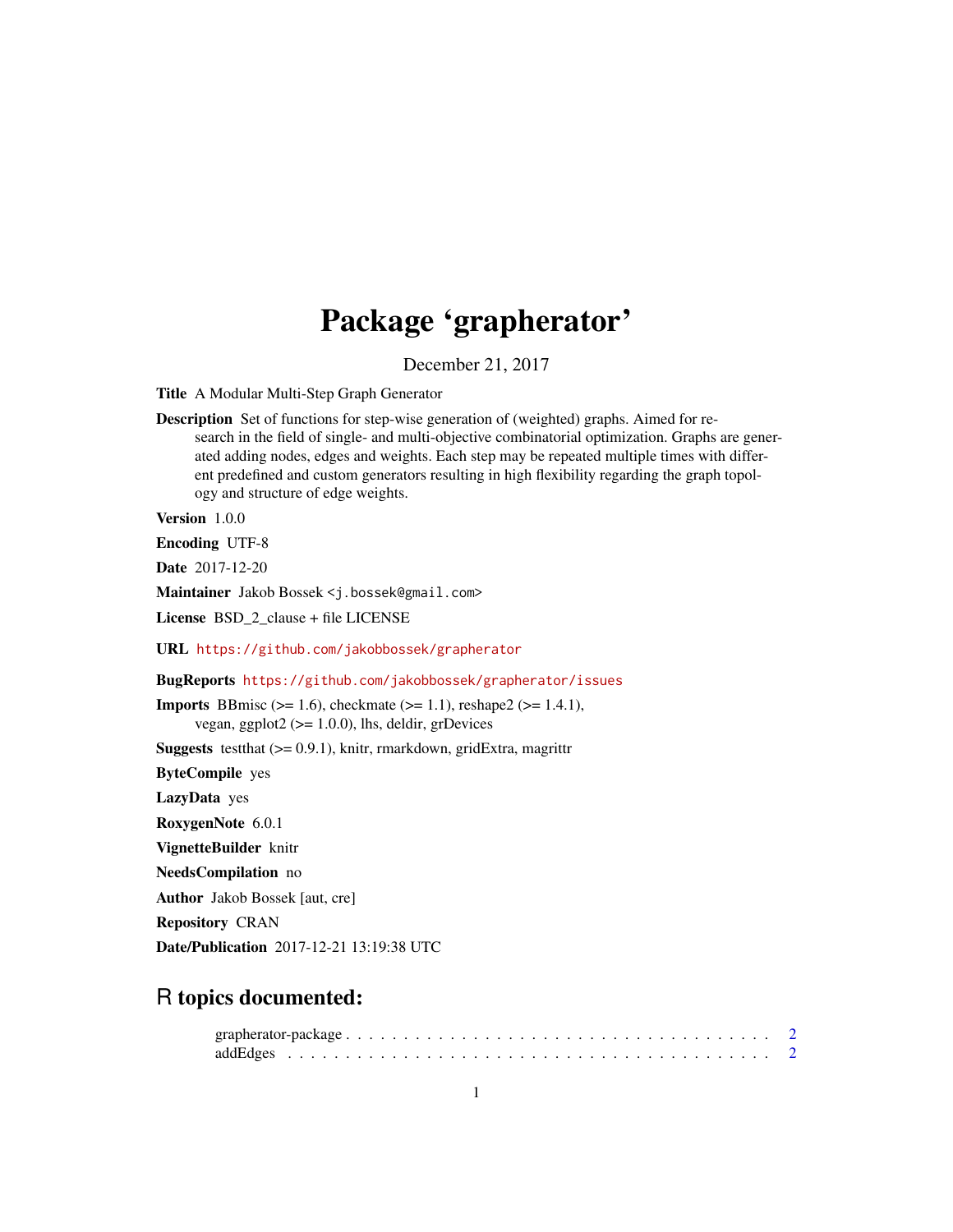# Package 'grapherator'

December 21, 2017

**Title** A Modular Multi-Step Graph Generator

**Description** Set of functions for step-wise generation of (weighted) graphs. Aimed for research in the field of single- and multi-objective combinatorial optimization. Graphs are generated adding nodes, edges and weights. Each step may be repeated multiple times with different predefined and custom generators resulting in high flexibility regarding the graph topology and structure of edge weights.

**Version** 1.0.0

**Encoding** UTF-8

**Date** 2017-12-20

**Maintainer** Jakob Bossek <j.bossek@gmail.com>

**License** BSD_2_clause + file LICENSE

**URL** https://github.com/jakobbossek/grapherator

**BugReports** https://github.com/jakobbossek/grapherator/issues

**Imports** BBmisc (>= 1.6), checkmate (>= 1.1), reshape2 (>= 1.4.1), vegan, ggplot2 (>= 1.0.0), lhs, deldir, grDevices

**Suggests** testthat (>= 0.9.1), knitr, rmarkdown, gridExtra, magrittr

**ByteCompile** yes

**LazyData** yes

**RoxygenNote** 6.0.1

**VignetteBuilder** knitr

**NeedsCompilation** no

**Author** Jakob Bossek [aut, cre]

**Repository** CRAN

**Date/Publication** 2017-12-21 13:19:38 UTC

## R topics documented:

grapherator-package . . . . . . . . . . . . . . . . . . . . . . . . . . . . . . . . . . . . 2
addEdges . . . . . . . . . . . . . . . . . . . . . . . . . . . . . . . . . . . . . . . . . . 2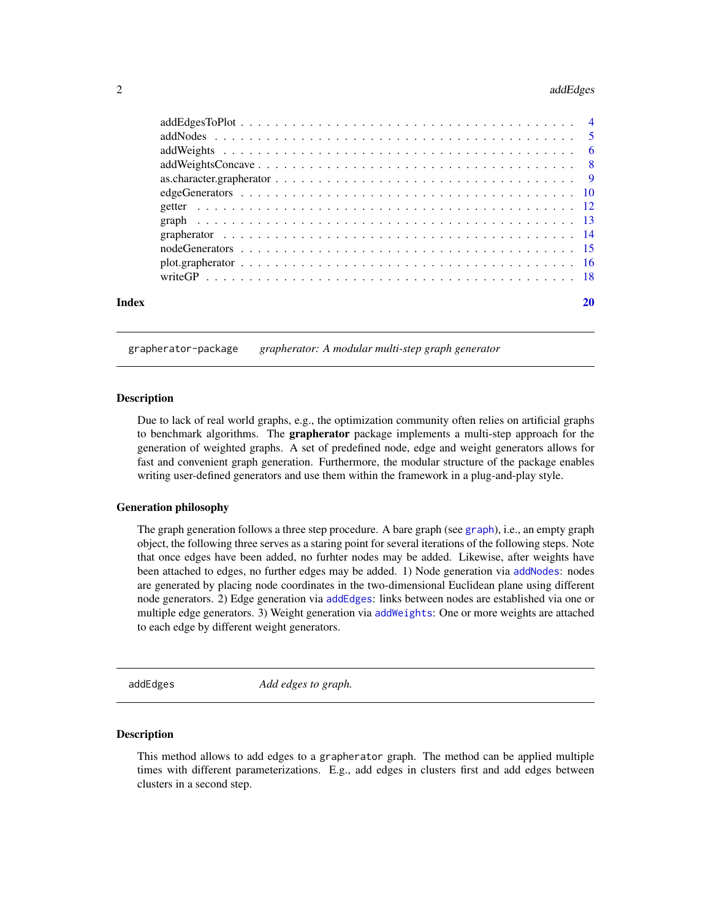addEdgesToPlot . . . . . . . . . . . . . . . . . . . . . . . . . . . . . . . . . . . . . . 4
addNodes . . . . . . . . . . . . . . . . . . . . . . . . . . . . . . . . . . . . . . . . 5
addWeights . . . . . . . . . . . . . . . . . . . . . . . . . . . . . . . . . . . . . . . 6
addWeightsConcave . . . . . . . . . . . . . . . . . . . . . . . . . . . . . . . . . . . . 8
as.character.grapherator . . . . . . . . . . . . . . . . . . . . . . . . . . . . . . . . 9
edgeGenerators . . . . . . . . . . . . . . . . . . . . . . . . . . . . . . . . . . . . . 10
getter . . . . . . . . . . . . . . . . . . . . . . . . . . . . . . . . . . . . . . . . . 12
graph . . . . . . . . . . . . . . . . . . . . . . . . . . . . . . . . . . . . . . . . . 13
grapherator . . . . . . . . . . . . . . . . . . . . . . . . . . . . . . . . . . . . . . 14
nodeGenerators . . . . . . . . . . . . . . . . . . . . . . . . . . . . . . . . . . . . . 15
plot.grapherator . . . . . . . . . . . . . . . . . . . . . . . . . . . . . . . . . . . . 16
writeGP . . . . . . . . . . . . . . . . . . . . . . . . . . . . . . . . . . . . . . . . 18

**Index** **20**

---

## grapherator-package *grapherator: A modular multi-step graph generator*

### Description

Due to lack of real world graphs, e.g., the optimization community often relies on artificial graphs to benchmark algorithms. The **grapherator** package implements a multi-step approach for the generation of weighted graphs. A set of predefined node, edge and weight generators allows for fast and convenient graph generation. Furthermore, the modular structure of the package enables writing user-defined generators and use them within the framework in a plug-and-play style.

### Generation philosophy

The graph generation follows a three step procedure. A bare graph (see `graph`), i.e., an empty graph object, the following three serves as a staring point for several iterations of the following steps. Note that once edges have been added, no furhter nodes may be added. Likewise, after weights have been attached to edges, no further edges may be added. 1) Node generation via `addNodes`: nodes are generated by placing node coordinates in the two-dimensional Euclidean plane using different node generators. 2) Edge generation via `addEdges`: links between nodes are established via one or multiple edge generators. 3) Weight generation via `addWeights`: One or more weights are attached to each edge by different weight generators.

---

## addEdges *Add edges to graph.*

### Description

This method allows to add edges to a `grapherator` graph. The method can be applied multiple times with different parameterizations. E.g., add edges in clusters first and add edges between clusters in a second step.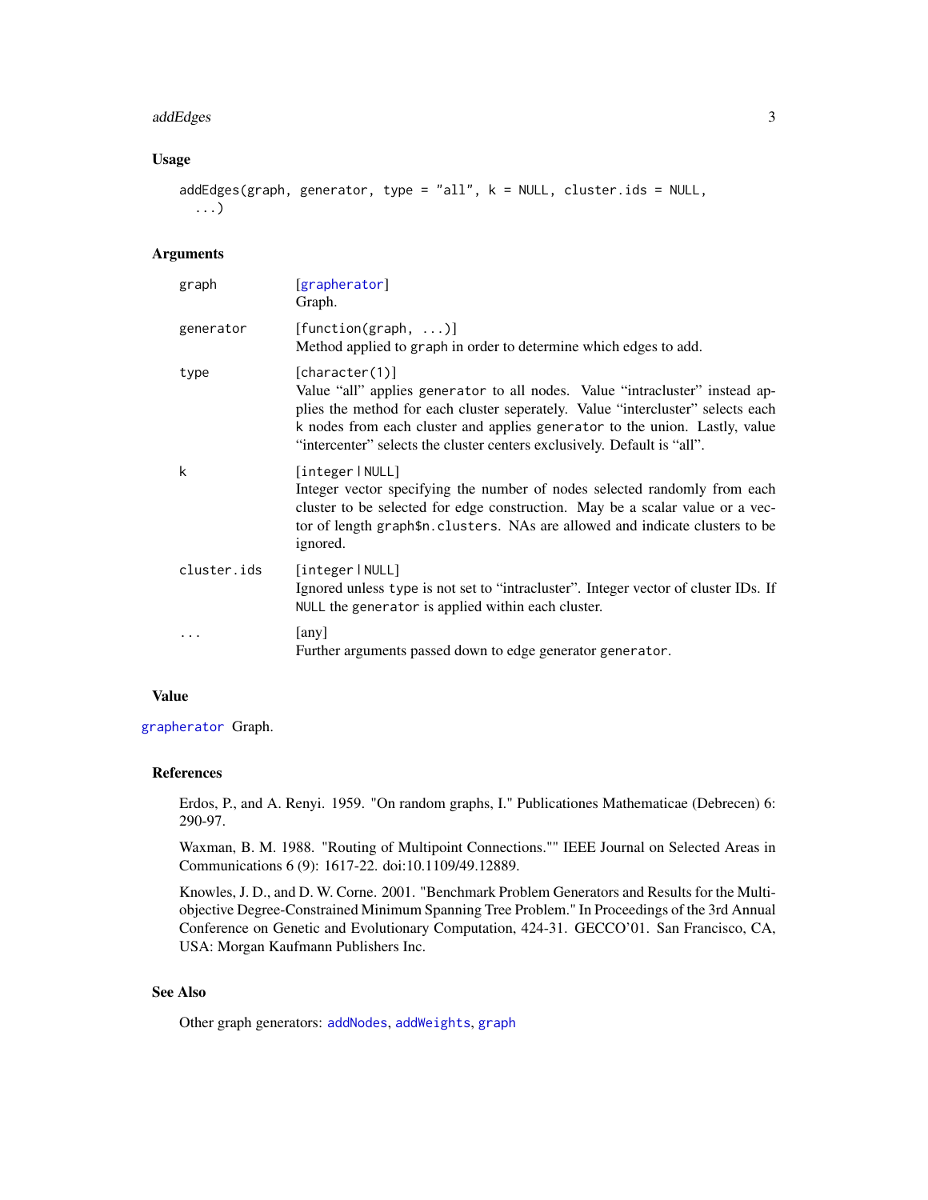## Usage

```
addEdges(graph, generator, type = "all", k = NULL, cluster.ids = NULL,
  ...)
```

## Arguments

| | |
|---|---|
| graph | [grapherator] Graph. |
| generator | [function(graph, ...)] Method applied to graph in order to determine which edges to add. |
| type | [character(1)] Value “all” applies generator to all nodes. Value “intracluster” instead applies the method for each cluster seperately. Value “intercluster” selects each k nodes from each cluster and applies generator to the union. Lastly, value “intercenter” selects the cluster centers exclusively. Default is “all”. |
| k | [integer \| NULL] Integer vector specifying the number of nodes selected randomly from each cluster to be selected for edge construction. May be a scalar value or a vector of length graph$n.clusters. NAs are allowed and indicate clusters to be ignored. |
| cluster.ids | [integer \| NULL] Ignored unless type is not set to “intracluster”. Integer vector of cluster IDs. If NULL the generator is applied within each cluster. |
| ... | [any] Further arguments passed down to edge generator generator. |

## Value

grapherator Graph.

## References

Erdos, P., and A. Renyi. 1959. "On random graphs, I." Publicationes Mathematicae (Debrecen) 6: 290-97.

Waxman, B. M. 1988. "Routing of Multipoint Connections."" IEEE Journal on Selected Areas in Communications 6 (9): 1617-22. doi:10.1109/49.12889.

Knowles, J. D., and D. W. Corne. 2001. "Benchmark Problem Generators and Results for the Multiobjective Degree-Constrained Minimum Spanning Tree Problem." In Proceedings of the 3rd Annual Conference on Genetic and Evolutionary Computation, 424-31. GECCO'01. San Francisco, CA, USA: Morgan Kaufmann Publishers Inc.

## See Also

Other graph generators: addNodes, addWeights, graph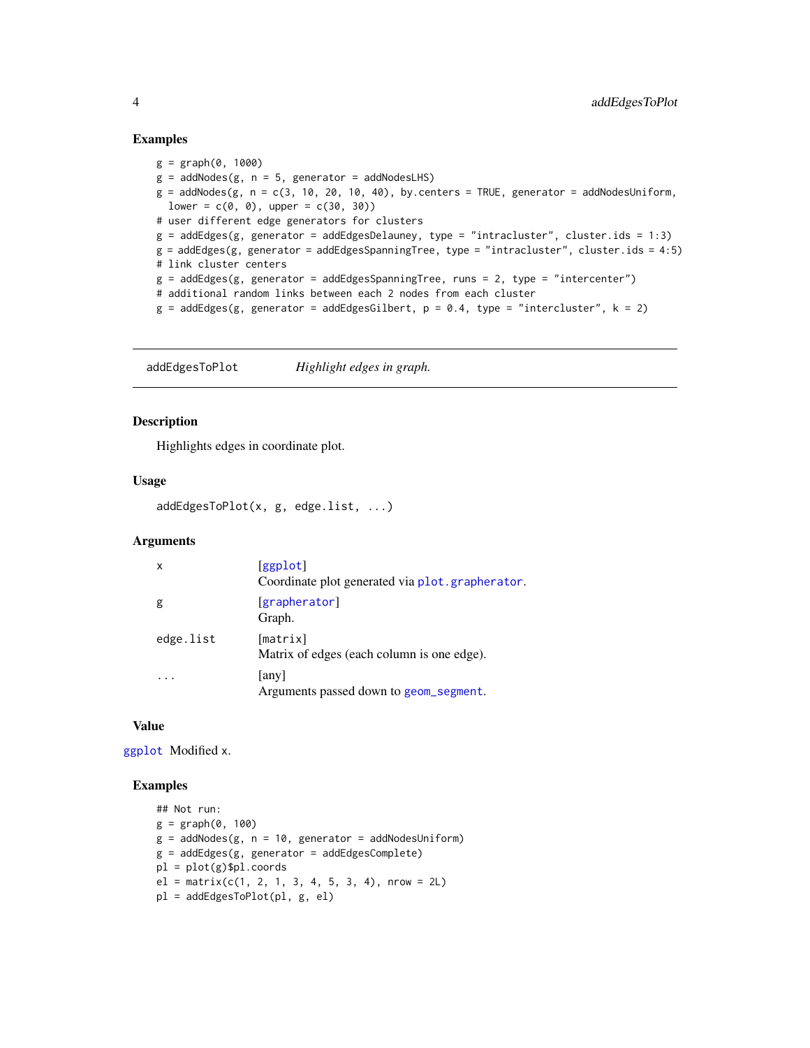## Examples

```
g = graph(0, 1000)
g = addNodes(g, n = 5, generator = addNodesLHS)
g = addNodes(g, n = c(3, 10, 20, 10, 40), by.centers = TRUE, generator = addNodesUniform,
  lower = c(0, 0), upper = c(30, 30))
# user different edge generators for clusters
g = addEdges(g, generator = addEdgesDelauney, type = "intracluster", cluster.ids = 1:3)
g = addEdges(g, generator = addEdgesSpanningTree, type = "intracluster", cluster.ids = 4:5)
# link cluster centers
g = addEdges(g, generator = addEdgesSpanningTree, runs = 2, type = "intercenter")
# additional random links between each 2 nodes from each cluster
g = addEdges(g, generator = addEdgesGilbert, p = 0.4, type = "intercluster", k = 2)
```

---

# addEdgesToPlot — *Highlight edges in graph.*

## Description

Highlights edges in coordinate plot.

## Usage

```
addEdgesToPlot(x, g, edge.list, ...)
```

## Arguments

| | |
|---|---|
| `x` | [ggplot]<br>Coordinate plot generated via `plot.grapherator`. |
| `g` | [grapherator]<br>Graph. |
| `edge.list` | [matrix]<br>Matrix of edges (each column is one edge). |
| `...` | [any]<br>Arguments passed down to `geom_segment`. |

## Value

`ggplot` Modified `x`.

## Examples

```
## Not run:
g = graph(0, 100)
g = addNodes(g, n = 10, generator = addNodesUniform)
g = addEdges(g, generator = addEdgesComplete)
pl = plot(g)$pl.coords
el = matrix(c(1, 2, 1, 3, 4, 5, 3, 4), nrow = 2L)
pl = addEdgesToPlot(pl, g, el)
```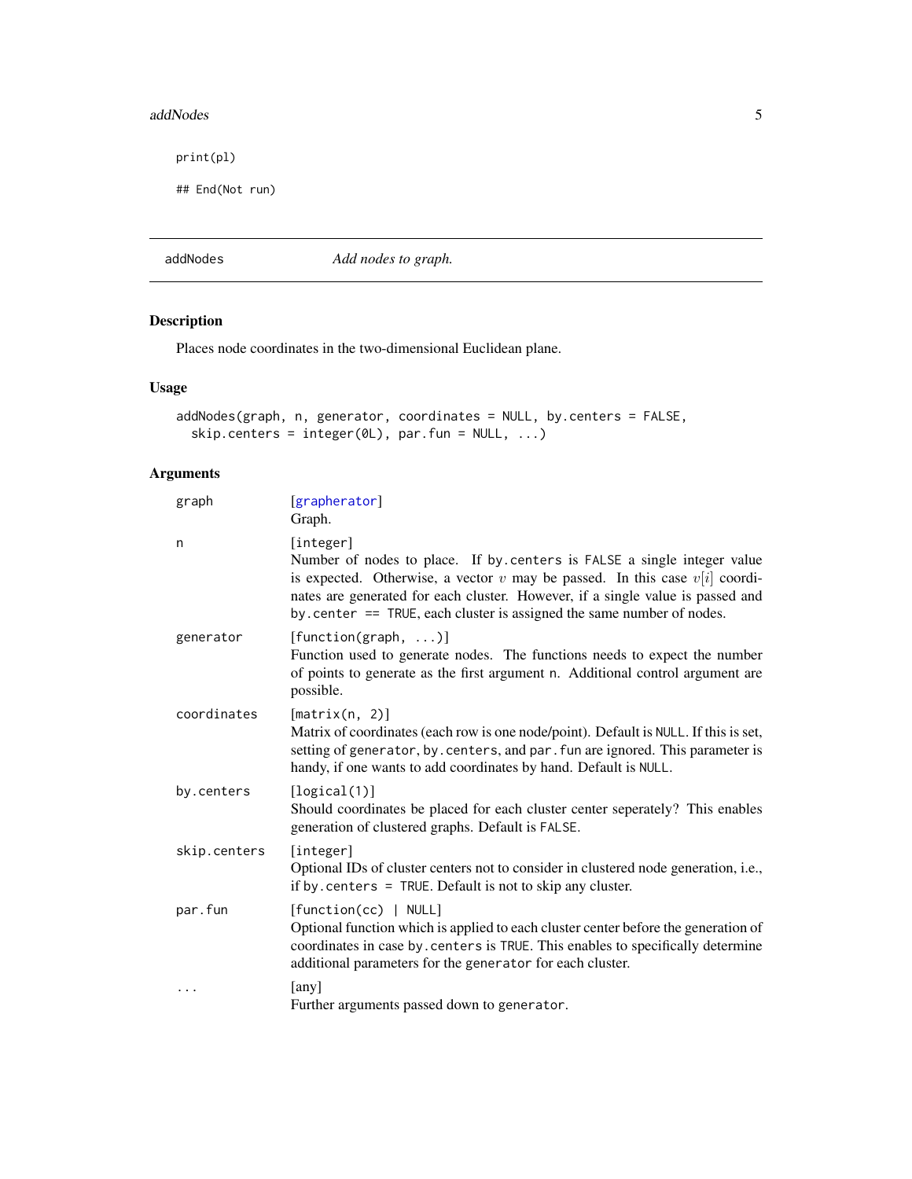```
print(pl)

## End(Not run)
```

---

addNodes — *Add nodes to graph.*

---

## Description

Places node coordinates in the two-dimensional Euclidean plane.

## Usage

```
addNodes(graph, n, generator, coordinates = NULL, by.centers = FALSE,
  skip.centers = integer(0L), par.fun = NULL, ...)
```

## Arguments

| | |
|---|---|
| graph | [grapherator] <br> Graph. |
| n | [integer] <br> Number of nodes to place. If `by.centers` is `FALSE` a single integer value is expected. Otherwise, a vector $v$ may be passed. In this case $v[i]$ coordinates are generated for each cluster. However, if a single value is passed and `by.center == TRUE`, each cluster is assigned the same number of nodes. |
| generator | [function(graph, ...)] <br> Function used to generate nodes. The functions needs to expect the number of points to generate as the first argument `n`. Additional control argument are possible. |
| coordinates | [matrix(n, 2)] <br> Matrix of coordinates (each row is one node/point). Default is `NULL`. If this is set, setting of `generator`, `by.centers`, and `par.fun` are ignored. This parameter is handy, if one wants to add coordinates by hand. Default is `NULL`. |
| by.centers | [logical(1)] <br> Should coordinates be placed for each cluster center seperately? This enables generation of clustered graphs. Default is `FALSE`. |
| skip.centers | [integer] <br> Optional IDs of cluster centers not to consider in clustered node generation, i.e., if `by.centers = TRUE`. Default is not to skip any cluster. |
| par.fun | [function(cc) \| NULL] <br> Optional function which is applied to each cluster center before the generation of coordinates in case `by.centers` is `TRUE`. This enables to specifically determine additional parameters for the `generator` for each cluster. |
| ... | [any] <br> Further arguments passed down to `generator`. |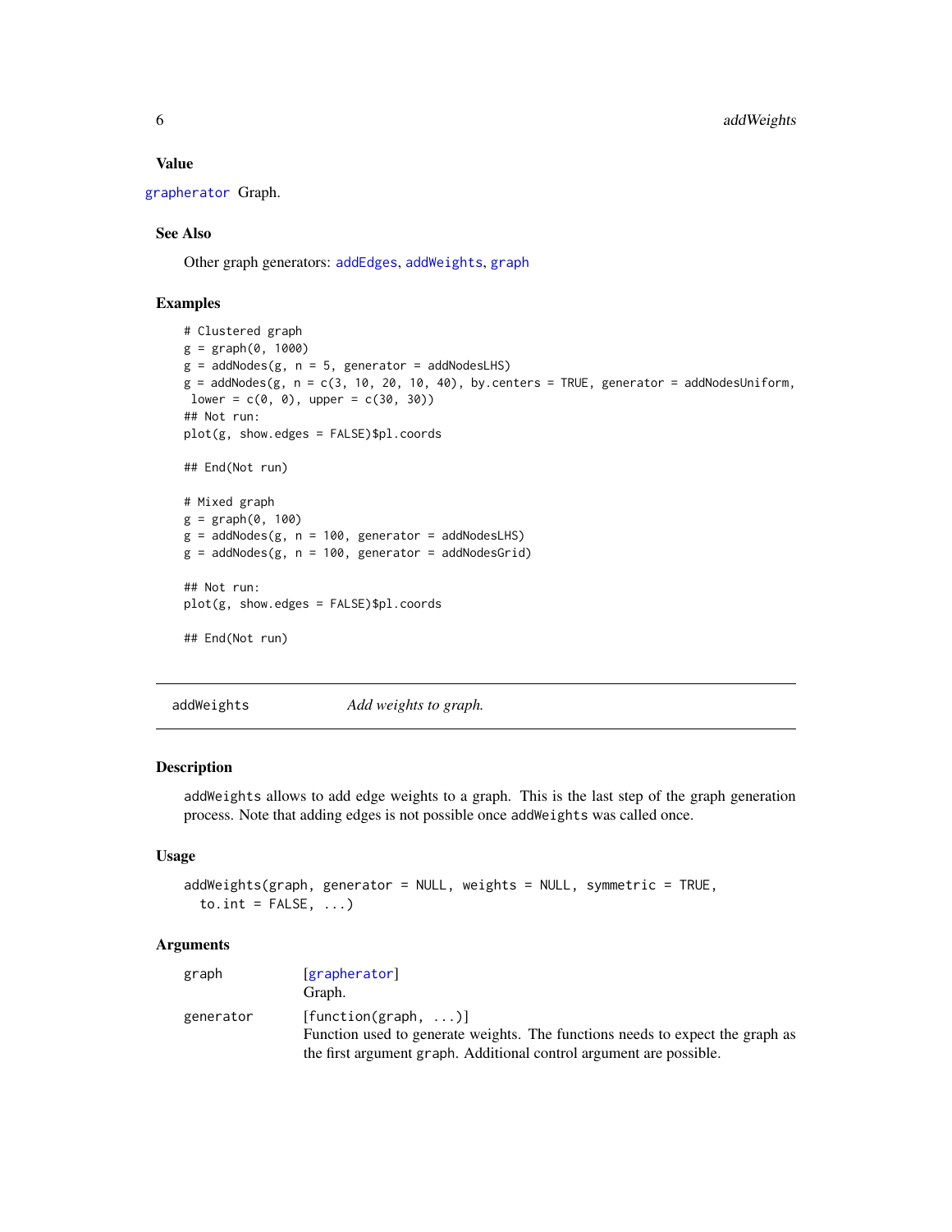### Value

grapherator Graph.

### See Also

Other graph generators: addEdges, addWeights, graph

### Examples

```
# Clustered graph
g = graph(0, 1000)
g = addNodes(g, n = 5, generator = addNodesLHS)
g = addNodes(g, n = c(3, 10, 20, 10, 40), by.centers = TRUE, generator = addNodesUniform,
 lower = c(0, 0), upper = c(30, 30))
## Not run:
plot(g, show.edges = FALSE)$pl.coords

## End(Not run)

# Mixed graph
g = graph(0, 100)
g = addNodes(g, n = 100, generator = addNodesLHS)
g = addNodes(g, n = 100, generator = addNodesGrid)

## Not run:
plot(g, show.edges = FALSE)$pl.coords

## End(Not run)
```

---

## addWeights — *Add weights to graph.*

---

### Description

addWeights allows to add edge weights to a graph. This is the last step of the graph generation process. Note that adding edges is not possible once addWeights was called once.

### Usage

```
addWeights(graph, generator = NULL, weights = NULL, symmetric = TRUE,
  to.int = FALSE, ...)
```

### Arguments

| | |
|---|---|
| graph | [grapherator]<br>Graph. |
| generator | [function(graph, ...)]<br>Function used to generate weights. The functions needs to expect the graph as the first argument graph. Additional control argument are possible. |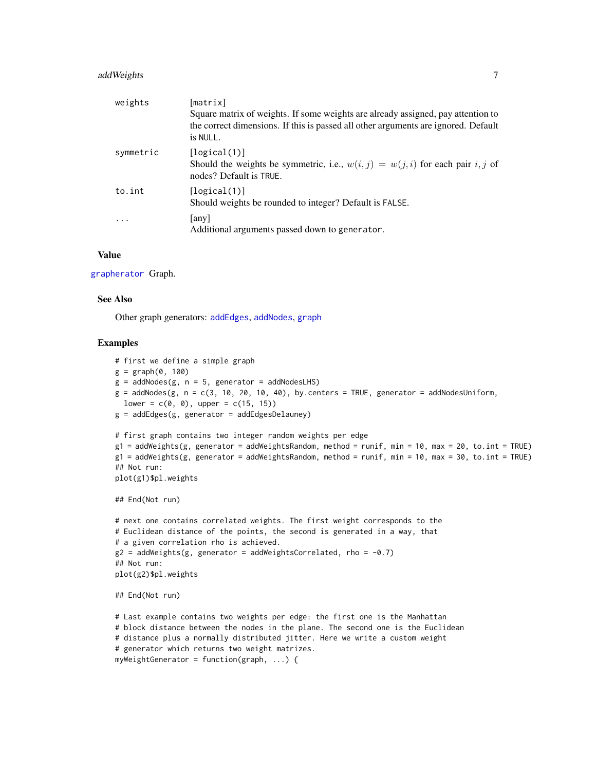| | |
|---|---|
| weights | [matrix]<br>Square matrix of weights. If some weights are already assigned, pay attention to the correct dimensions. If this is passed all other arguments are ignored. Default is NULL. |
| symmetric | [logical(1)]<br>Should the weights be symmetric, i.e., $w(i,j) = w(j,i)$ for each pair $i,j$ of nodes? Default is TRUE. |
| to.int | [logical(1)]<br>Should weights be rounded to integer? Default is FALSE. |
| ... | [any]<br>Additional arguments passed down to generator. |

### Value

grapherator Graph.

### See Also

Other graph generators: addEdges, addNodes, graph

### Examples

```
# first we define a simple graph
g = graph(0, 100)
g = addNodes(g, n = 5, generator = addNodesLHS)
g = addNodes(g, n = c(3, 10, 20, 10, 40), by.centers = TRUE, generator = addNodesUniform,
  lower = c(0, 0), upper = c(15, 15))
g = addEdges(g, generator = addEdgesDelauney)

# first graph contains two integer random weights per edge
g1 = addWeights(g, generator = addWeightsRandom, method = runif, min = 10, max = 20, to.int = TRUE)
g1 = addWeights(g, generator = addWeightsRandom, method = runif, min = 10, max = 30, to.int = TRUE)
## Not run:
plot(g1)$pl.weights

## End(Not run)

# next one contains correlated weights. The first weight corresponds to the
# Euclidean distance of the points, the second is generated in a way, that
# a given correlation rho is achieved.
g2 = addWeights(g, generator = addWeightsCorrelated, rho = -0.7)
## Not run:
plot(g2)$pl.weights

## End(Not run)

# Last example contains two weights per edge: the first one is the Manhattan
# block distance between the nodes in the plane. The second one is the Euclidean
# distance plus a normally distributed jitter. Here we write a custom weight
# generator which returns two weight matrizes.
myWeightGenerator = function(graph, ...) {
```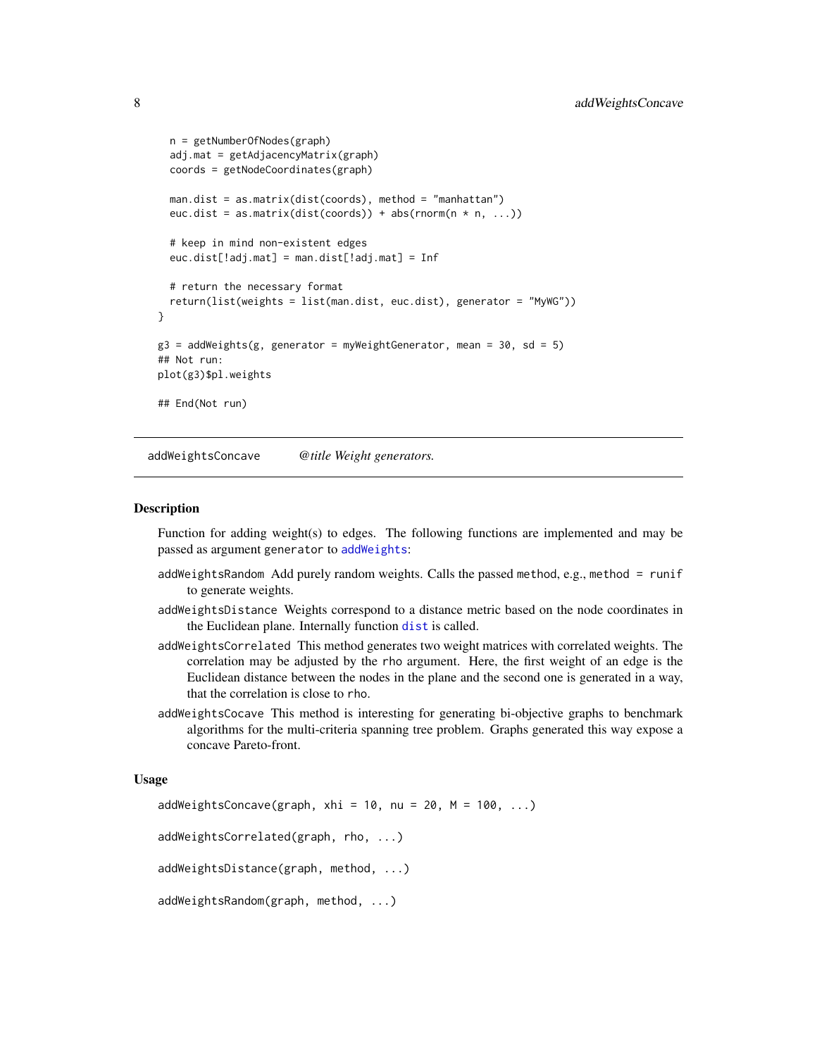```
  n = getNumberOfNodes(graph)
  adj.mat = getAdjacencyMatrix(graph)
  coords = getNodeCoordinates(graph)

  man.dist = as.matrix(dist(coords), method = "manhattan")
  euc.dist = as.matrix(dist(coords)) + abs(rnorm(n * n, ...))

  # keep in mind non-existent edges
  euc.dist[!adj.mat] = man.dist[!adj.mat] = Inf

  # return the necessary format
  return(list(weights = list(man.dist, euc.dist), generator = "MyWG"))
}

g3 = addWeights(g, generator = myWeightGenerator, mean = 30, sd = 5)
## Not run:
plot(g3)$pl.weights

## End(Not run)
```

## addWeightsConcave *@title Weight generators.*

### Description

Function for adding weight(s) to edges. The following functions are implemented and may be passed as argument `generator` to `addWeights`:

- `addWeightsRandom` Add purely random weights. Calls the passed `method`, e.g., `method = runif` to generate weights.
- `addWeightsDistance` Weights correspond to a distance metric based on the node coordinates in the Euclidean plane. Internally function `dist` is called.
- `addWeightsCorrelated` This method generates two weight matrices with correlated weights. The correlation may be adjusted by the `rho` argument. Here, the first weight of an edge is the Euclidean distance between the nodes in the plane and the second one is generated in a way, that the correlation is close to `rho`.
- `addWeightsCocave` This method is interesting for generating bi-objective graphs to benchmark algorithms for the multi-criteria spanning tree problem. Graphs generated this way expose a concave Pareto-front.

### Usage

```
addWeightsConcave(graph, xhi = 10, nu = 20, M = 100, ...)

addWeightsCorrelated(graph, rho, ...)

addWeightsDistance(graph, method, ...)

addWeightsRandom(graph, method, ...)
```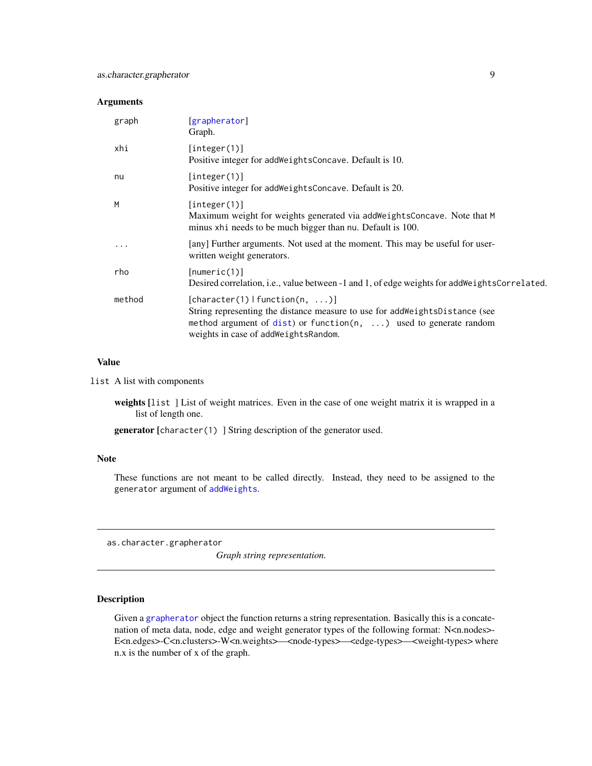## Arguments

| | |
|---|---|
| graph | [grapherator] Graph. |
| xhi | [integer(1)] Positive integer for addWeightsConcave. Default is 10. |
| nu | [integer(1)] Positive integer for addWeightsConcave. Default is 20. |
| M | [integer(1)] Maximum weight for weights generated via addWeightsConcave. Note that M minus xhi needs to be much bigger than nu. Default is 100. |
| ... | [any] Further arguments. Not used at the moment. This may be useful for user-written weight generators. |
| rho | [numeric(1)] Desired correlation, i.e., value between -1 and 1, of edge weights for addWeightsCorrelated. |
| method | [character(1) \| function(n, ...)] String representing the distance measure to use for addWeightsDistance (see method argument of dist) or function(n, ...) used to generate random weights in case of addWeightsRandom. |

## Value

list A list with components

**weights** [list ] List of weight matrices. Even in the case of one weight matrix it is wrapped in a list of length one.

**generator** [character(1) ] String description of the generator used.

## Note

These functions are not meant to be called directly. Instead, they need to be assigned to the generator argument of addWeights.

---

# as.character.grapherator

*Graph string representation.*

---

## Description

Given a grapherator object the function returns a string representation. Basically this is a concatenation of meta data, node, edge and weight generator types of the following format: N<n.nodes>-E<n.edges>-C<n.clusters>-W<n.weights>—<node-types>—<edge-types>—<weight-types> where n.x is the number of x of the graph.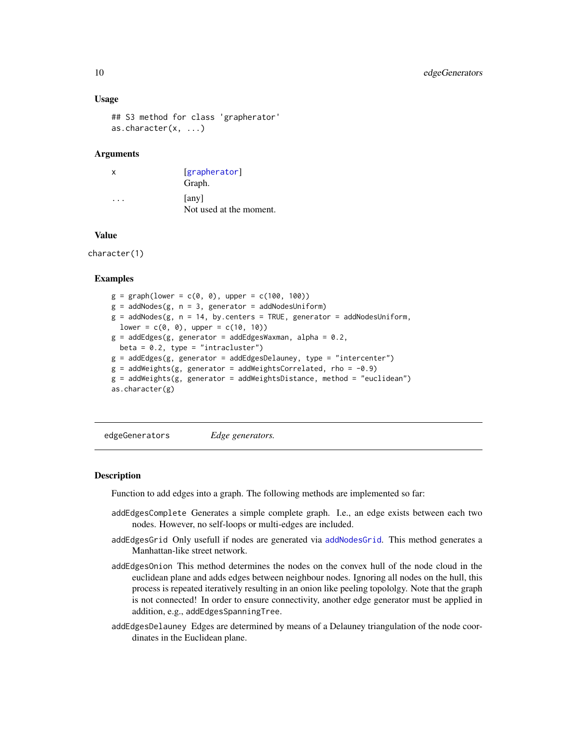### Usage

```
## S3 method for class 'grapherator'
as.character(x, ...)
```

### Arguments

| | |
|---|---|
| x | [grapherator] Graph. |
| ... | [any] Not used at the moment. |

### Value

character(1)

### Examples

```
g = graph(lower = c(0, 0), upper = c(100, 100))
g = addNodes(g, n = 3, generator = addNodesUniform)
g = addNodes(g, n = 14, by.centers = TRUE, generator = addNodesUniform,
  lower = c(0, 0), upper = c(10, 10))
g = addEdges(g, generator = addEdgesWaxman, alpha = 0.2,
  beta = 0.2, type = "intracluster")
g = addEdges(g, generator = addEdgesDelauney, type = "intercenter")
g = addWeights(g, generator = addWeightsCorrelated, rho = -0.9)
g = addWeights(g, generator = addWeightsDistance, method = "euclidean")
as.character(g)
```

---

## edgeGenerators    *Edge generators.*

---

### Description

Function to add edges into a graph. The following methods are implemented so far:

- `addEdgesComplete` Generates a simple complete graph. I.e., an edge exists between each two nodes. However, no self-loops or multi-edges are included.
- `addEdgesGrid` Only usefull if nodes are generated via addNodesGrid. This method generates a Manhattan-like street network.
- `addEdgesOnion` This method determines the nodes on the convex hull of the node cloud in the euclidean plane and adds edges between neighbour nodes. Ignoring all nodes on the hull, this process is repeated iteratively resulting in an onion like peeling topololgy. Note that the graph is not connected! In order to ensure connectivity, another edge generator must be applied in addition, e.g., `addEdgesSpanningTree`.
- `addEdgesDelauney` Edges are determined by means of a Delauney triangulation of the node coordinates in the Euclidean plane.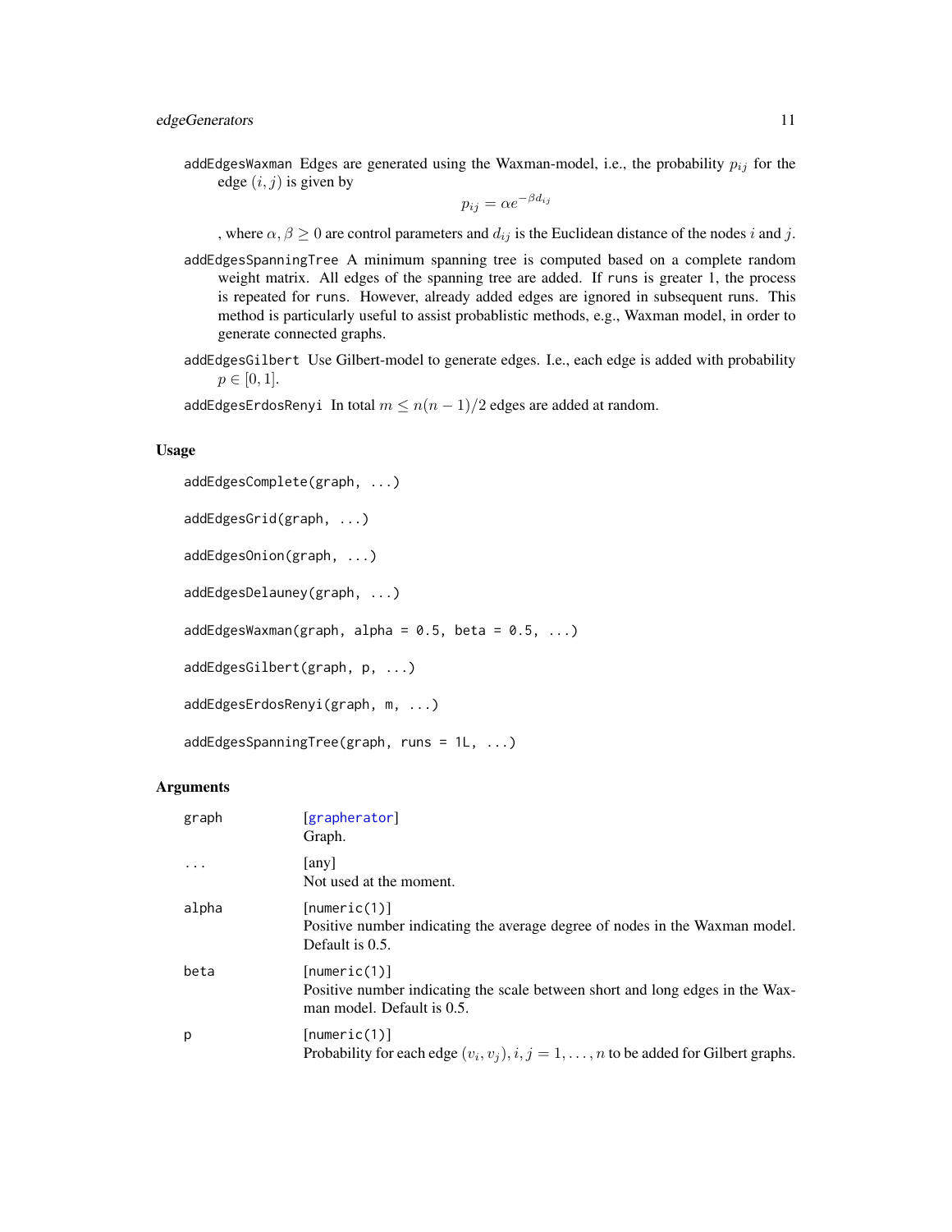addEdgesWaxman Edges are generated using the Waxman-model, i.e., the probability $p_{ij}$ for the edge $(i, j)$ is given by

$$p_{ij} = \alpha e^{-\beta d_{ij}}$$

, where $\alpha, \beta \geq 0$ are control parameters and $d_{ij}$ is the Euclidean distance of the nodes $i$ and $j$.

addEdgesSpanningTree A minimum spanning tree is computed based on a complete random weight matrix. All edges of the spanning tree are added. If runs is greater 1, the process is repeated for runs. However, already added edges are ignored in subsequent runs. This method is particularly useful to assist probablistic methods, e.g., Waxman model, in order to generate connected graphs.

addEdgesGilbert Use Gilbert-model to generate edges. I.e., each edge is added with probability $p \in [0, 1]$.

addEdgesErdosRenyi In total $m \leq n(n-1)/2$ edges are added at random.

### Usage

```
addEdgesComplete(graph, ...)

addEdgesGrid(graph, ...)

addEdgesOnion(graph, ...)

addEdgesDelauney(graph, ...)

addEdgesWaxman(graph, alpha = 0.5, beta = 0.5, ...)

addEdgesGilbert(graph, p, ...)

addEdgesErdosRenyi(graph, m, ...)

addEdgesSpanningTree(graph, runs = 1L, ...)
```

### Arguments

| | |
|---|---|
| graph | [grapherator] Graph. |
| ... | [any] Not used at the moment. |
| alpha | [numeric(1)] Positive number indicating the average degree of nodes in the Waxman model. Default is 0.5. |
| beta | [numeric(1)] Positive number indicating the scale between short and long edges in the Waxman model. Default is 0.5. |
| p | [numeric(1)] Probability for each edge $(v_i, v_j), i, j = 1, \ldots, n$ to be added for Gilbert graphs. |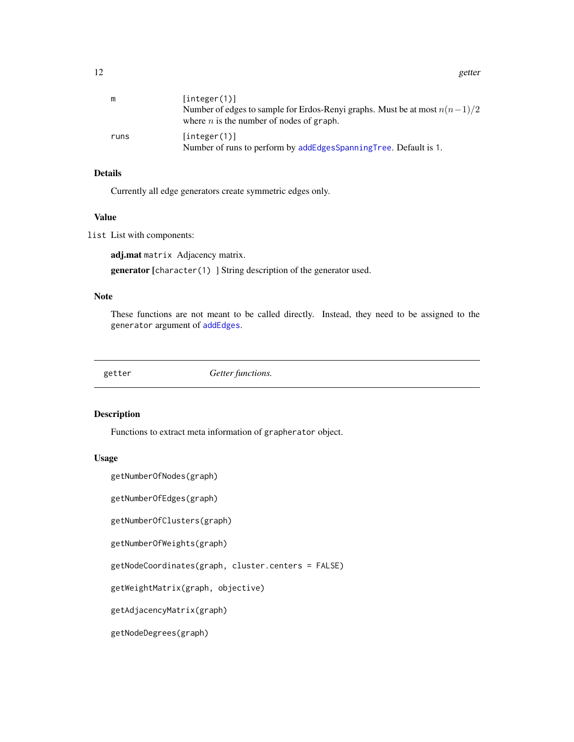| | |
|---|---|
| m | [integer(1)] Number of edges to sample for Erdos-Renyi graphs. Must be at most $n(n-1)/2$ where $n$ is the number of nodes of `graph`. |
| runs | [integer(1)] Number of runs to perform by `addEdgesSpanningTree`. Default is 1. |

### Details

Currently all edge generators create symmetric edges only.

### Value

`list` List with components:

**adj.mat** `matrix` Adjacency matrix.

**generator** [`character(1)` ] String description of the generator used.

### Note

These functions are not meant to be called directly. Instead, they need to be assigned to the `generator` argument of `addEdges`.

---

## getter — *Getter functions.*

---

### Description

Functions to extract meta information of `grapherator` object.

### Usage

```
getNumberOfNodes(graph)

getNumberOfEdges(graph)

getNumberOfClusters(graph)

getNumberOfWeights(graph)

getNodeCoordinates(graph, cluster.centers = FALSE)

getWeightMatrix(graph, objective)

getAdjacencyMatrix(graph)

getNodeDegrees(graph)
```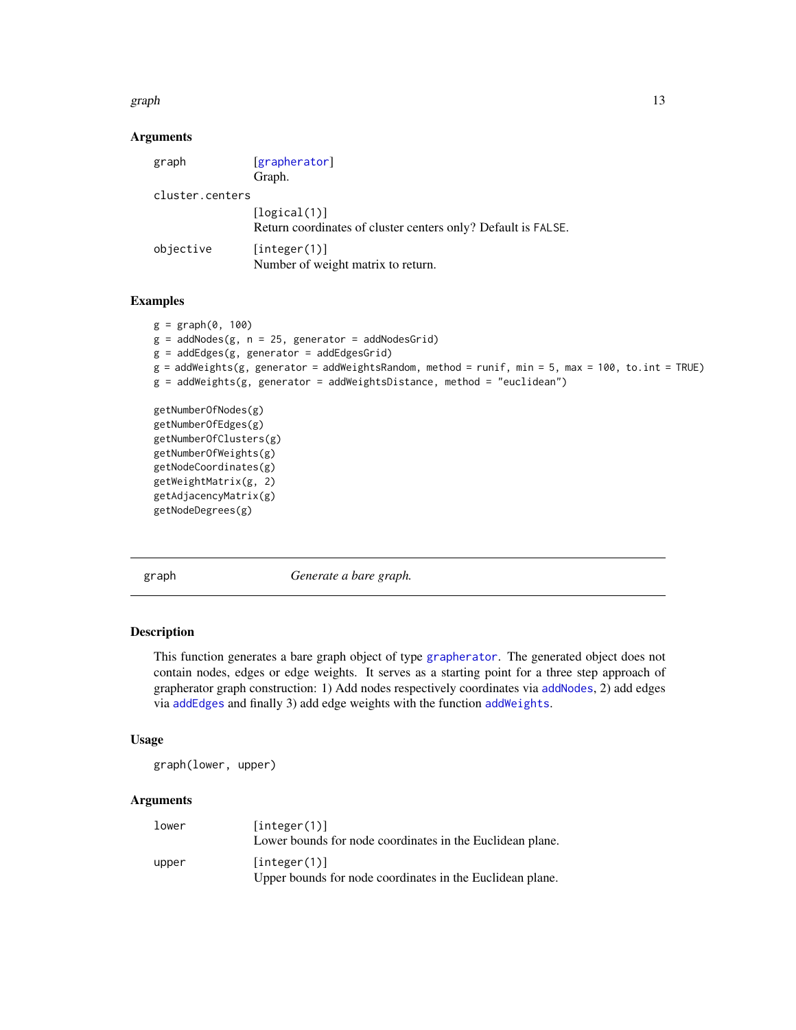## Arguments

- `graph` — [grapherator]
  Graph.
- `cluster.centers` — [logical(1)]
  Return coordinates of cluster centers only? Default is FALSE.
- `objective` — [integer(1)]
  Number of weight matrix to return.

## Examples

```
g = graph(0, 100)
g = addNodes(g, n = 25, generator = addNodesGrid)
g = addEdges(g, generator = addEdgesGrid)
g = addWeights(g, generator = addWeightsRandom, method = runif, min = 5, max = 100, to.int = TRUE)
g = addWeights(g, generator = addWeightsDistance, method = "euclidean")

getNumberOfNodes(g)
getNumberOfEdges(g)
getNumberOfClusters(g)
getNumberOfWeights(g)
getNodeCoordinates(g)
getWeightMatrix(g, 2)
getAdjacencyMatrix(g)
getNodeDegrees(g)
```

---

# graph — *Generate a bare graph.*

## Description

This function generates a bare graph object of type grapherator. The generated object does not contain nodes, edges or edge weights. It serves as a starting point for a three step approach of grapherator graph construction: 1) Add nodes respectively coordinates via addNodes, 2) add edges via addEdges and finally 3) add edge weights with the function addWeights.

## Usage

```
graph(lower, upper)
```

## Arguments

- `lower` — [integer(1)]
  Lower bounds for node coordinates in the Euclidean plane.
- `upper` — [integer(1)]
  Upper bounds for node coordinates in the Euclidean plane.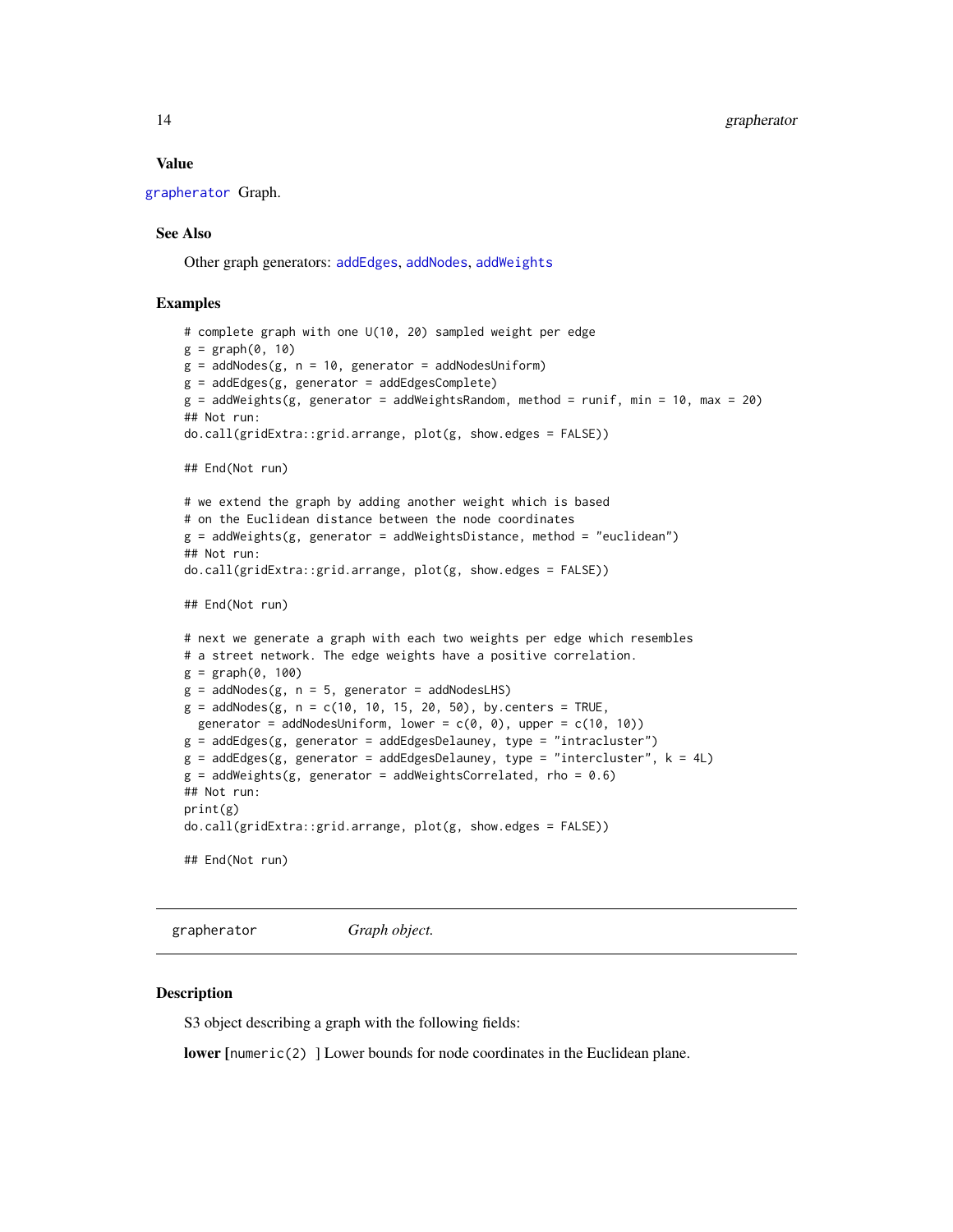### Value

grapherator Graph.

### See Also

Other graph generators: addEdges, addNodes, addWeights

### Examples

```
# complete graph with one U(10, 20) sampled weight per edge
g = graph(0, 10)
g = addNodes(g, n = 10, generator = addNodesUniform)
g = addEdges(g, generator = addEdgesComplete)
g = addWeights(g, generator = addWeightsRandom, method = runif, min = 10, max = 20)
## Not run:
do.call(gridExtra::grid.arrange, plot(g, show.edges = FALSE))

## End(Not run)

# we extend the graph by adding another weight which is based
# on the Euclidean distance between the node coordinates
g = addWeights(g, generator = addWeightsDistance, method = "euclidean")
## Not run:
do.call(gridExtra::grid.arrange, plot(g, show.edges = FALSE))

## End(Not run)

# next we generate a graph with each two weights per edge which resembles
# a street network. The edge weights have a positive correlation.
g = graph(0, 100)
g = addNodes(g, n = 5, generator = addNodesLHS)
g = addNodes(g, n = c(10, 10, 15, 20, 50), by.centers = TRUE,
  generator = addNodesUniform, lower = c(0, 0), upper = c(10, 10))
g = addEdges(g, generator = addEdgesDelauney, type = "intracluster")
g = addEdges(g, generator = addEdgesDelauney, type = "intercluster", k = 4L)
g = addWeights(g, generator = addWeightsCorrelated, rho = 0.6)
## Not run:
print(g)
do.call(gridExtra::grid.arrange, plot(g, show.edges = FALSE))

## End(Not run)
```

---

## grapherator &nbsp;&nbsp;&nbsp;&nbsp; *Graph object.*

---

### Description

S3 object describing a graph with the following fields:

**lower** [`numeric(2)` ] Lower bounds for node coordinates in the Euclidean plane.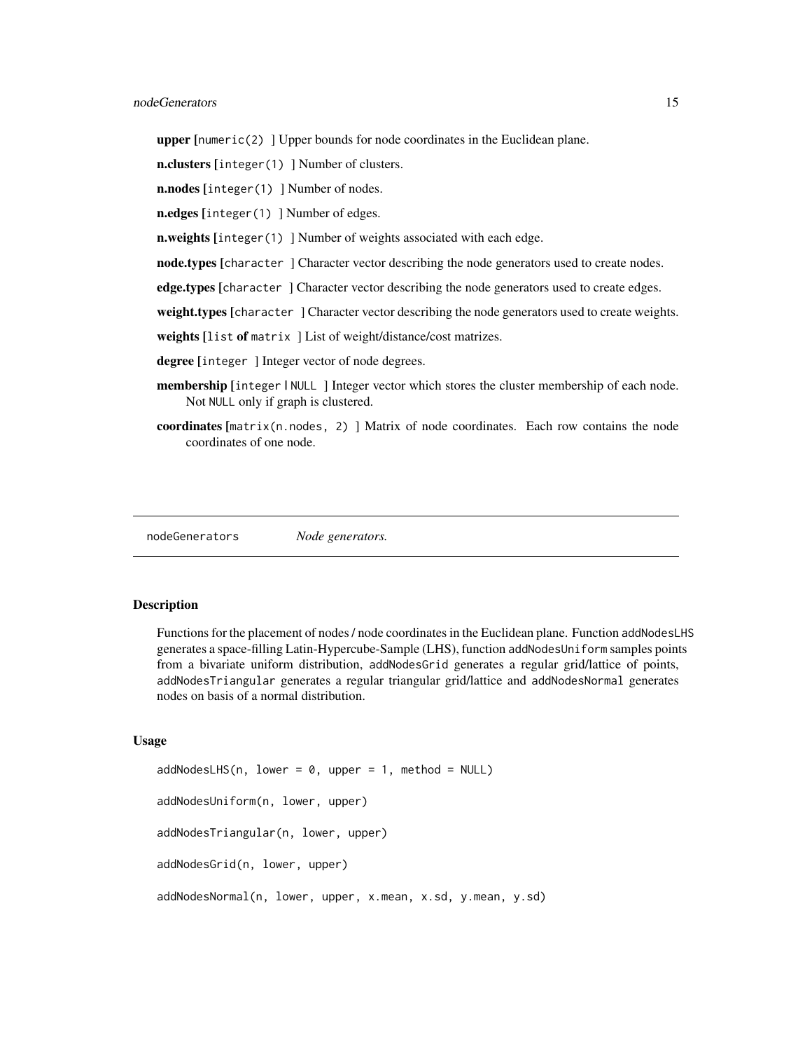**upper** [`numeric(2)` ] Upper bounds for node coordinates in the Euclidean plane.

**n.clusters** [`integer(1)` ] Number of clusters.

**n.nodes** [`integer(1)` ] Number of nodes.

**n.edges** [`integer(1)` ] Number of edges.

**n.weights** [`integer(1)` ] Number of weights associated with each edge.

**node.types** [`character` ] Character vector describing the node generators used to create nodes.

**edge.types** [`character` ] Character vector describing the node generators used to create edges.

**weight.types** [`character` ] Character vector describing the node generators used to create weights.

**weights** [`list` **of** `matrix` ] List of weight/distance/cost matrizes.

**degree** [`integer` ] Integer vector of node degrees.

**membership** [`integer | NULL` ] Integer vector which stores the cluster membership of each node. Not `NULL` only if graph is clustered.

**coordinates** [`matrix(n.nodes, 2)` ] Matrix of node coordinates. Each row contains the node coordinates of one node.

---

`nodeGenerators` *Node generators.*

---

## Description

Functions for the placement of nodes / node coordinates in the Euclidean plane. Function `addNodesLHS` generates a space-filling Latin-Hypercube-Sample (LHS), function `addNodesUniform` samples points from a bivariate uniform distribution, `addNodesGrid` generates a regular grid/lattice of points, `addNodesTriangular` generates a regular triangular grid/lattice and `addNodesNormal` generates nodes on basis of a normal distribution.

## Usage

```
addNodesLHS(n, lower = 0, upper = 1, method = NULL)

addNodesUniform(n, lower, upper)

addNodesTriangular(n, lower, upper)

addNodesGrid(n, lower, upper)

addNodesNormal(n, lower, upper, x.mean, x.sd, y.mean, y.sd)
```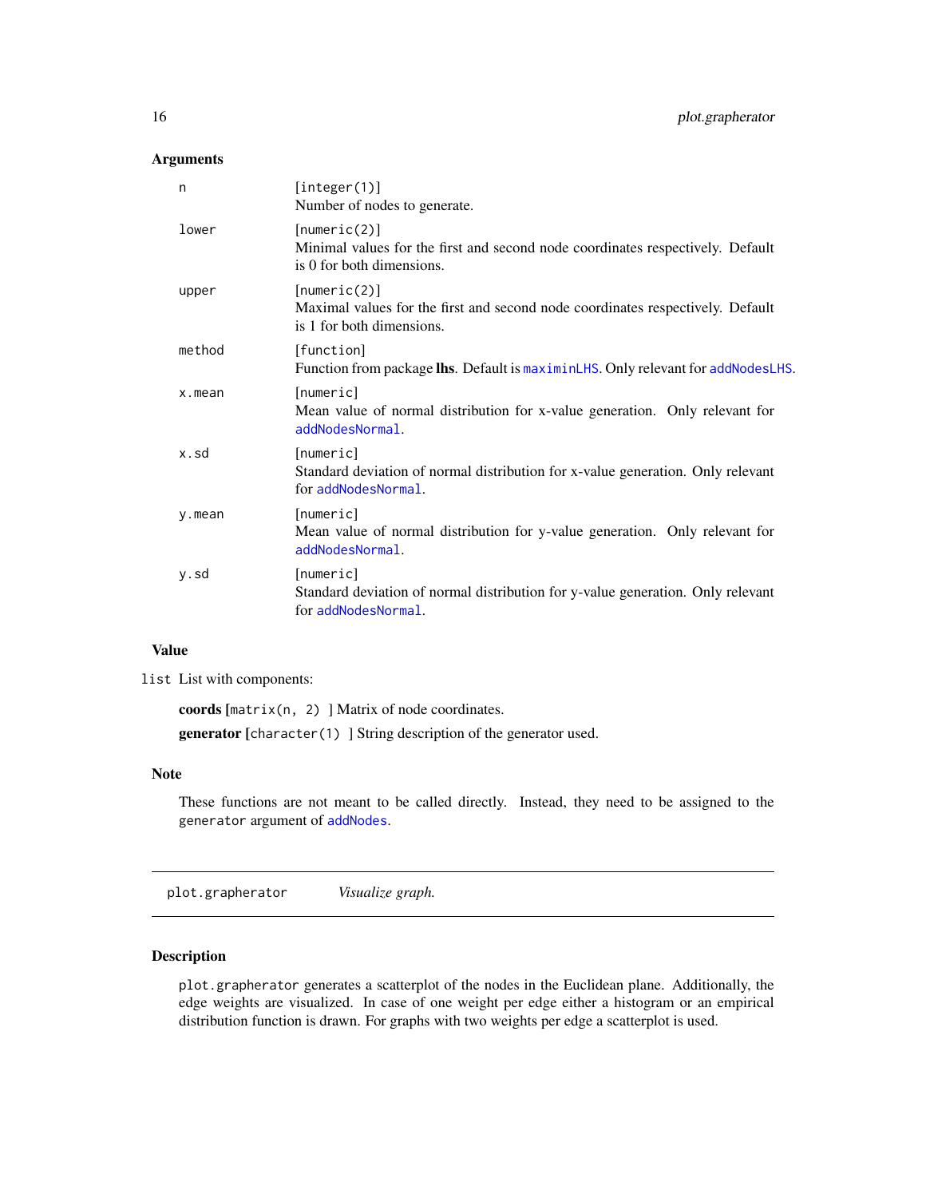### Arguments

| | |
|---|---|
| n | [integer(1)]<br>Number of nodes to generate. |
| lower | [numeric(2)]<br>Minimal values for the first and second node coordinates respectively. Default is 0 for both dimensions. |
| upper | [numeric(2)]<br>Maximal values for the first and second node coordinates respectively. Default is 1 for both dimensions. |
| method | [function]<br>Function from package **lhs**. Default is `maximinLHS`. Only relevant for `addNodesLHS`. |
| x.mean | [numeric]<br>Mean value of normal distribution for x-value generation. Only relevant for `addNodesNormal`. |
| x.sd | [numeric]<br>Standard deviation of normal distribution for x-value generation. Only relevant for `addNodesNormal`. |
| y.mean | [numeric]<br>Mean value of normal distribution for y-value generation. Only relevant for `addNodesNormal`. |
| y.sd | [numeric]<br>Standard deviation of normal distribution for y-value generation. Only relevant for `addNodesNormal`. |

### Value

`list` List with components:

**coords** [`matrix(n, 2)` ] Matrix of node coordinates.

**generator** [`character(1)` ] String description of the generator used.

### Note

These functions are not meant to be called directly. Instead, they need to be assigned to the `generator` argument of `addNodes`.

---

## plot.grapherator *Visualize graph.*

---

### Description

`plot.grapherator` generates a scatterplot of the nodes in the Euclidean plane. Additionally, the edge weights are visualized. In case of one weight per edge either a histogram or an empirical distribution function is drawn. For graphs with two weights per edge a scatterplot is used.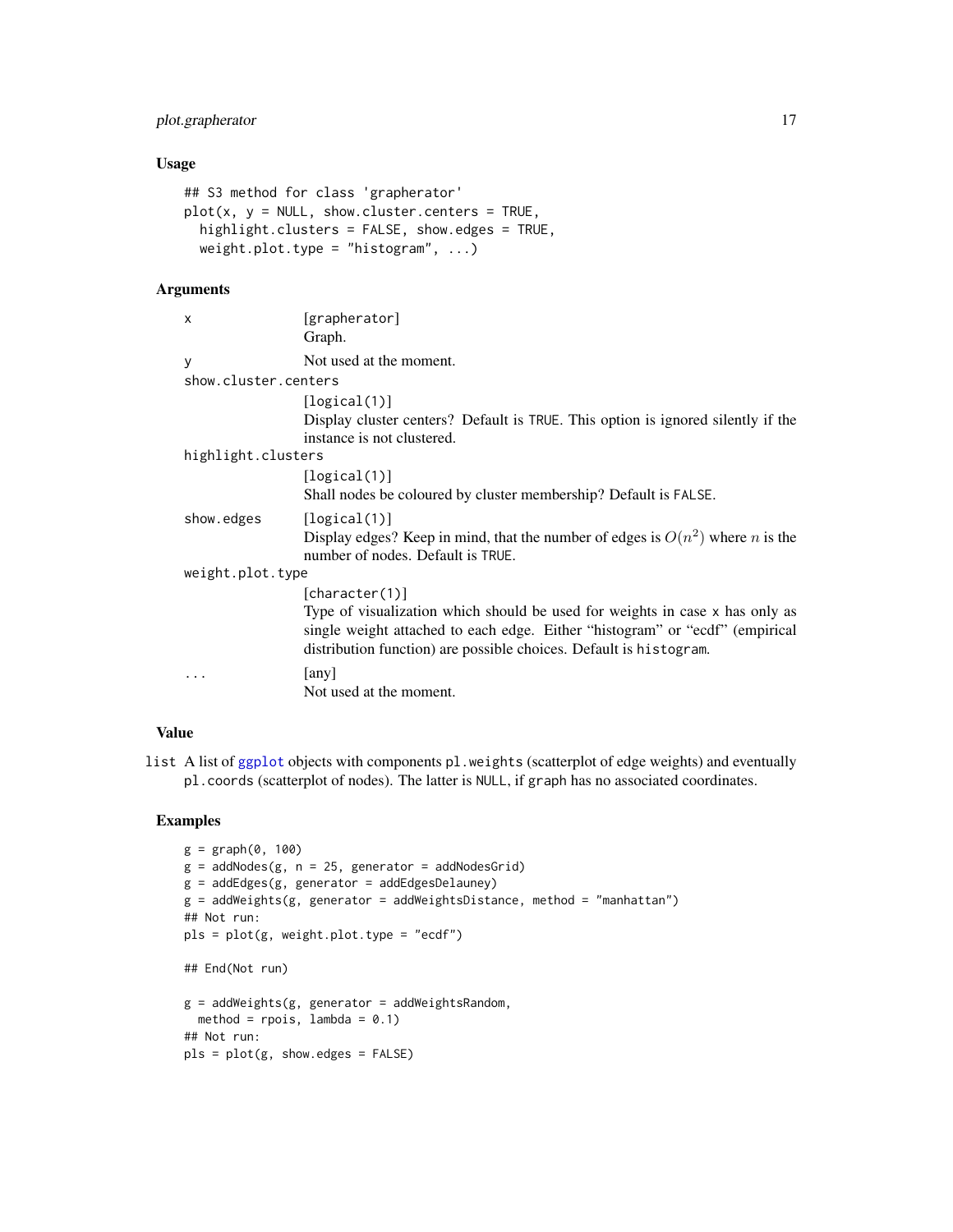### Usage

```
## S3 method for class 'grapherator'
plot(x, y = NULL, show.cluster.centers = TRUE,
  highlight.clusters = FALSE, show.edges = TRUE,
  weight.plot.type = "histogram", ...)
```

### Arguments

| | |
|---|---|
| `x` | [grapherator] Graph. |
| `y` | Not used at the moment. |
| `show.cluster.centers` | [logical(1)] Display cluster centers? Default is `TRUE`. This option is ignored silently if the instance is not clustered. |
| `highlight.clusters` | [logical(1)] Shall nodes be coloured by cluster membership? Default is `FALSE`. |
| `show.edges` | [logical(1)] Display edges? Keep in mind, that the number of edges is $O(n^2)$ where $n$ is the number of nodes. Default is `TRUE`. |
| `weight.plot.type` | [character(1)] Type of visualization which should be used for weights in case `x` has only as single weight attached to each edge. Either "histogram" or "ecdf" (empirical distribution function) are possible choices. Default is `histogram`. |
| `...` | [any] Not used at the moment. |

### Value

list A list of ggplot objects with components `pl.weights` (scatterplot of edge weights) and eventually `pl.coords` (scatterplot of nodes). The latter is `NULL`, if `graph` has no associated coordinates.

### Examples

```
g = graph(0, 100)
g = addNodes(g, n = 25, generator = addNodesGrid)
g = addEdges(g, generator = addEdgesDelauney)
g = addWeights(g, generator = addWeightsDistance, method = "manhattan")
## Not run:
pls = plot(g, weight.plot.type = "ecdf")

## End(Not run)

g = addWeights(g, generator = addWeightsRandom,
  method = rpois, lambda = 0.1)
## Not run:
pls = plot(g, show.edges = FALSE)
```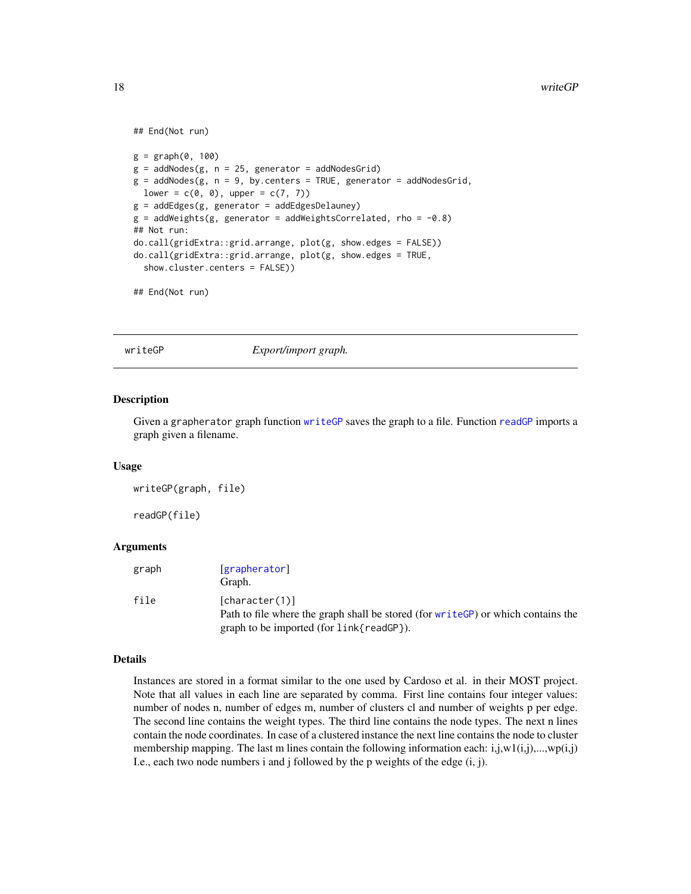```
## End(Not run)

g = graph(0, 100)
g = addNodes(g, n = 25, generator = addNodesGrid)
g = addNodes(g, n = 9, by.centers = TRUE, generator = addNodesGrid,
  lower = c(0, 0), upper = c(7, 7))
g = addEdges(g, generator = addEdgesDelauney)
g = addWeights(g, generator = addWeightsCorrelated, rho = -0.8)
## Not run:
do.call(gridExtra::grid.arrange, plot(g, show.edges = FALSE))
do.call(gridExtra::grid.arrange, plot(g, show.edges = TRUE,
  show.cluster.centers = FALSE))

## End(Not run)
```

## writeGP — *Export/import graph.*

### Description

Given a grapherator graph function writeGP saves the graph to a file. Function readGP imports a graph given a filename.

### Usage

```
writeGP(graph, file)

readGP(file)
```

### Arguments

| | |
|---|---|
| graph | [grapherator] Graph. |
| file | [character(1)] Path to file where the graph shall be stored (for writeGP) or which contains the graph to be imported (for link{readGP}). |

### Details

Instances are stored in a format similar to the one used by Cardoso et al. in their MOST project. Note that all values in each line are separated by comma. First line contains four integer values: number of nodes n, number of edges m, number of clusters cl and number of weights p per edge. The second line contains the weight types. The third line contains the node types. The next n lines contain the node coordinates. In case of a clustered instance the next line contains the node to cluster membership mapping. The last m lines contain the following information each: i,j,w1(i,j),...,wp(i,j) I.e., each two node numbers i and j followed by the p weights of the edge (i, j).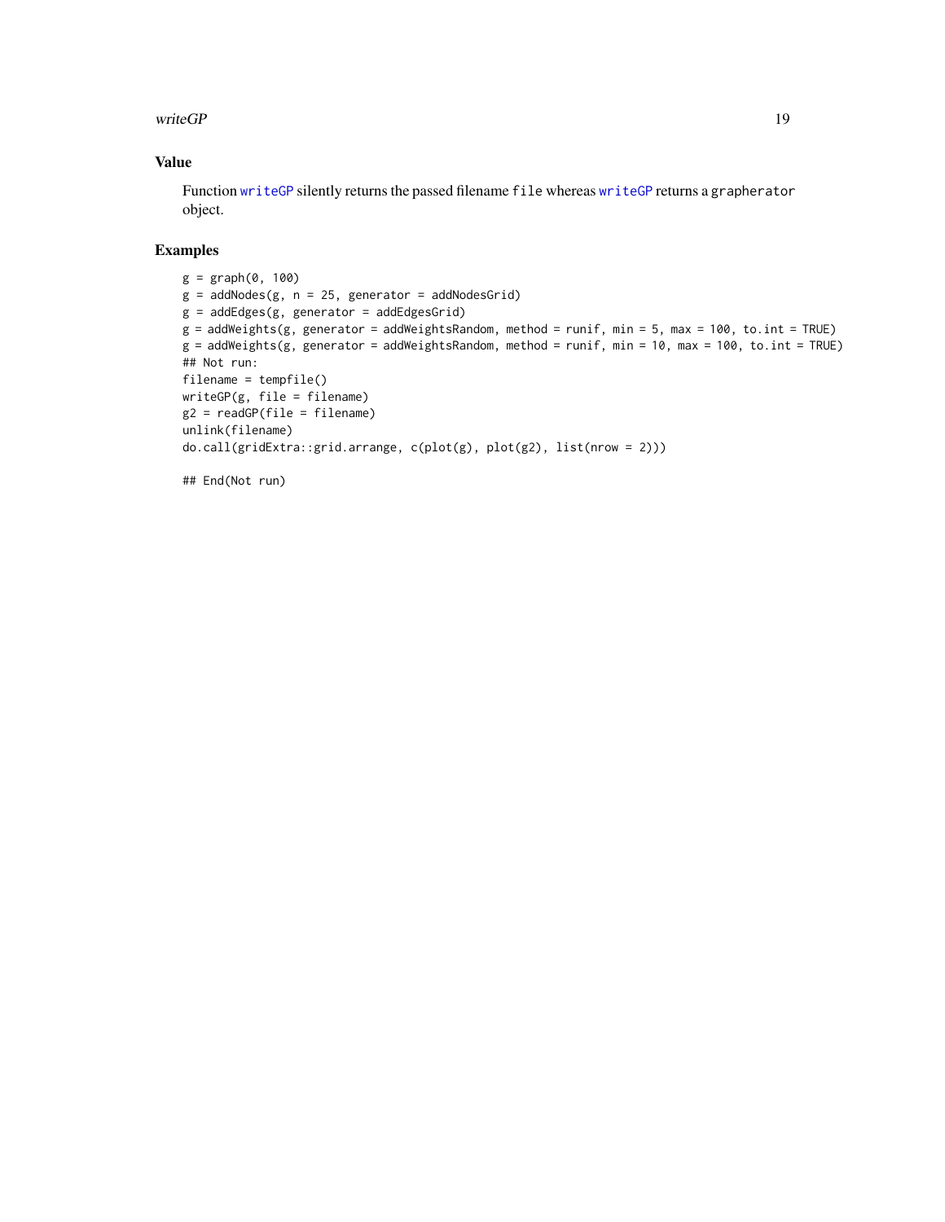## Value

Function `writeGP` silently returns the passed filename `file` whereas `writeGP` returns a `grapherator` object.

## Examples

```
g = graph(0, 100)
g = addNodes(g, n = 25, generator = addNodesGrid)
g = addEdges(g, generator = addEdgesGrid)
g = addWeights(g, generator = addWeightsRandom, method = runif, min = 5, max = 100, to.int = TRUE)
g = addWeights(g, generator = addWeightsRandom, method = runif, min = 10, max = 100, to.int = TRUE)
## Not run:
filename = tempfile()
writeGP(g, file = filename)
g2 = readGP(file = filename)
unlink(filename)
do.call(gridExtra::grid.arrange, c(plot(g), plot(g2), list(nrow = 2)))

## End(Not run)
```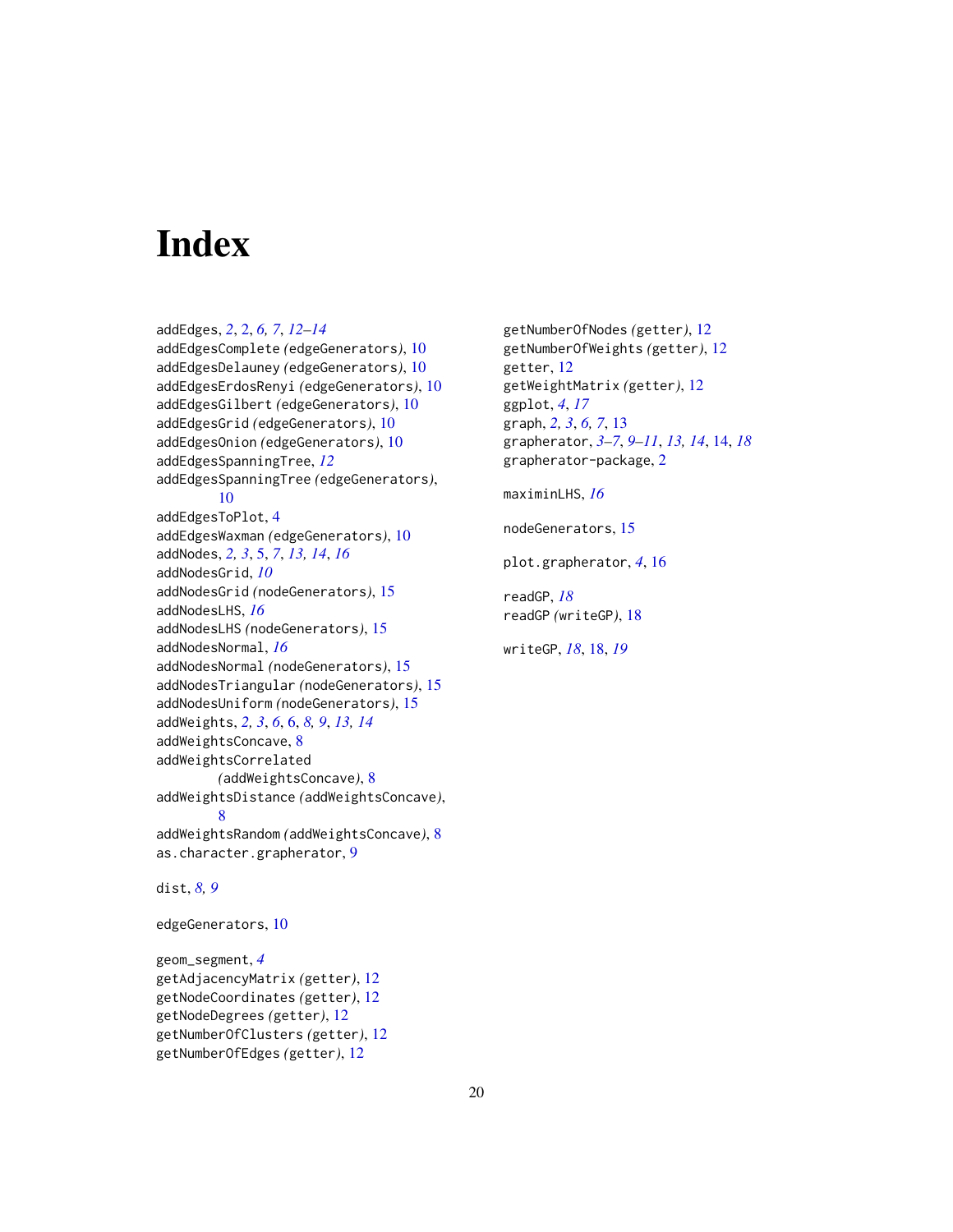# Index

addEdges, *2*, 2, *6, 7*, *12–14*
addEdgesComplete *(edgeGenerators)*, 10
addEdgesDelauney *(edgeGenerators)*, 10
addEdgesErdosRenyi *(edgeGenerators)*, 10
addEdgesGilbert *(edgeGenerators)*, 10
addEdgesGrid *(edgeGenerators)*, 10
addEdgesOnion *(edgeGenerators)*, 10
addEdgesSpanningTree, *12*
addEdgesSpanningTree *(edgeGenerators)*, 10
addEdgesToPlot, 4
addEdgesWaxman *(edgeGenerators)*, 10
addNodes, *2, 3*, 5, *7*, *13, 14*, *16*
addNodesGrid, *10*
addNodesGrid *(nodeGenerators)*, 15
addNodesLHS, *16*
addNodesLHS *(nodeGenerators)*, 15
addNodesNormal, *16*
addNodesNormal *(nodeGenerators)*, 15
addNodesTriangular *(nodeGenerators)*, 15
addNodesUniform *(nodeGenerators)*, 15
addWeights, *2, 3*, *6*, 6, *8, 9*, *13, 14*
addWeightsConcave, 8
addWeightsCorrelated *(addWeightsConcave)*, 8
addWeightsDistance *(addWeightsConcave)*, 8
addWeightsRandom *(addWeightsConcave)*, 8
as.character.grapherator, 9

dist, *8, 9*

edgeGenerators, 10

geom_segment, *4*
getAdjacencyMatrix *(getter)*, 12
getNodeCoordinates *(getter)*, 12
getNodeDegrees *(getter)*, 12
getNumberOfClusters *(getter)*, 12
getNumberOfEdges *(getter)*, 12
getNumberOfNodes *(getter)*, 12
getNumberOfWeights *(getter)*, 12
getter, 12
getWeightMatrix *(getter)*, 12
ggplot, *4*, *17*
graph, *2, 3*, *6, 7*, 13
grapherator, *3–7*, *9–11*, *13, 14*, 14, *18*
grapherator-package, 2

maximinLHS, *16*

nodeGenerators, 15

plot.grapherator, *4*, 16

readGP, *18*
readGP *(writeGP)*, 18

writeGP, *18*, 18, *19*